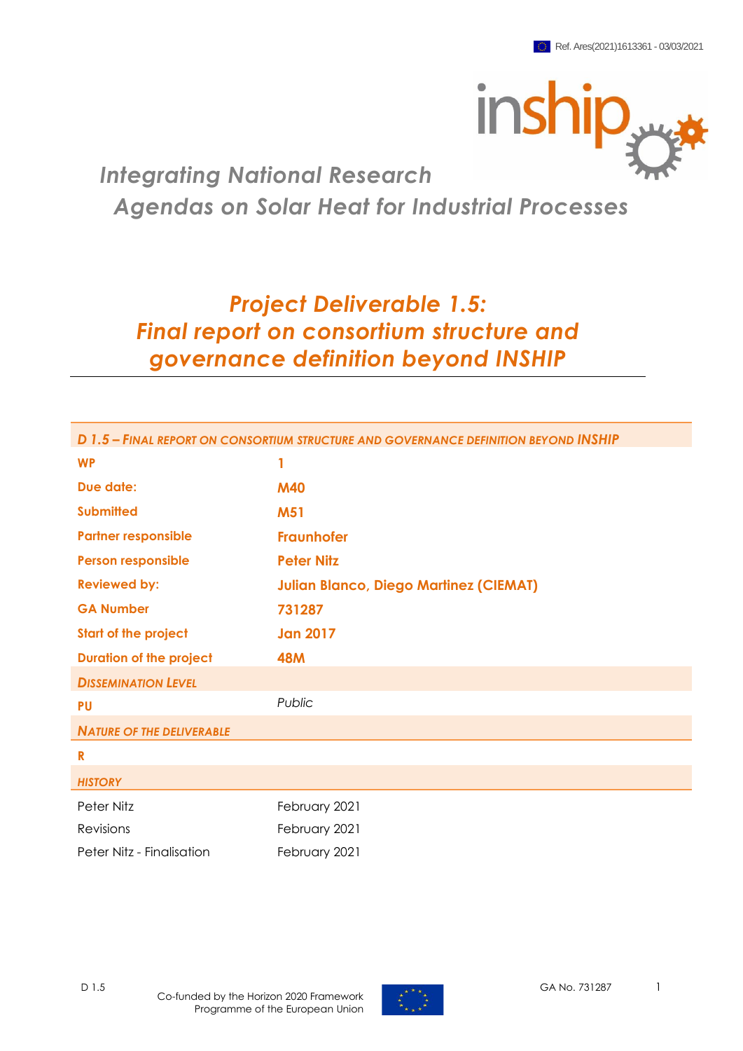Ref. Ares(2021)1613361 - 03/03/2021

*Integrating National Research Agendas on Solar Heat for Industrial Processes*

# *Project Deliverable 1.5: Final report on consortium structure and governance definition beyond INSHIP*

| *D 1.5 – Final report on consortium structure and governance definition beyond INSHIP* | |
|---|---|
| **WP** | **1** |
| **Due date:** | **M40** |
| **Submitted** | **M51** |
| **Partner responsible** | **Fraunhofer** |
| **Person responsible** | **Peter Nitz** |
| **Reviewed by:** | **Julian Blanco, Diego Martinez (CIEMAT)** |
| **GA Number** | **731287** |
| **Start of the project** | **Jan 2017** |
| **Duration of the project** | **48M** |
| ***Dissemination Level*** | |
| **PU** | *Public* |
| ***Nature of the deliverable*** | |
| **R** | |
| ***History*** | |
| Peter Nitz | February 2021 |
| Revisions | February 2021 |
| Peter Nitz - Finalisation | February 2021 |

Co-funded by the Horizon 2020 Framework Programme of the European Union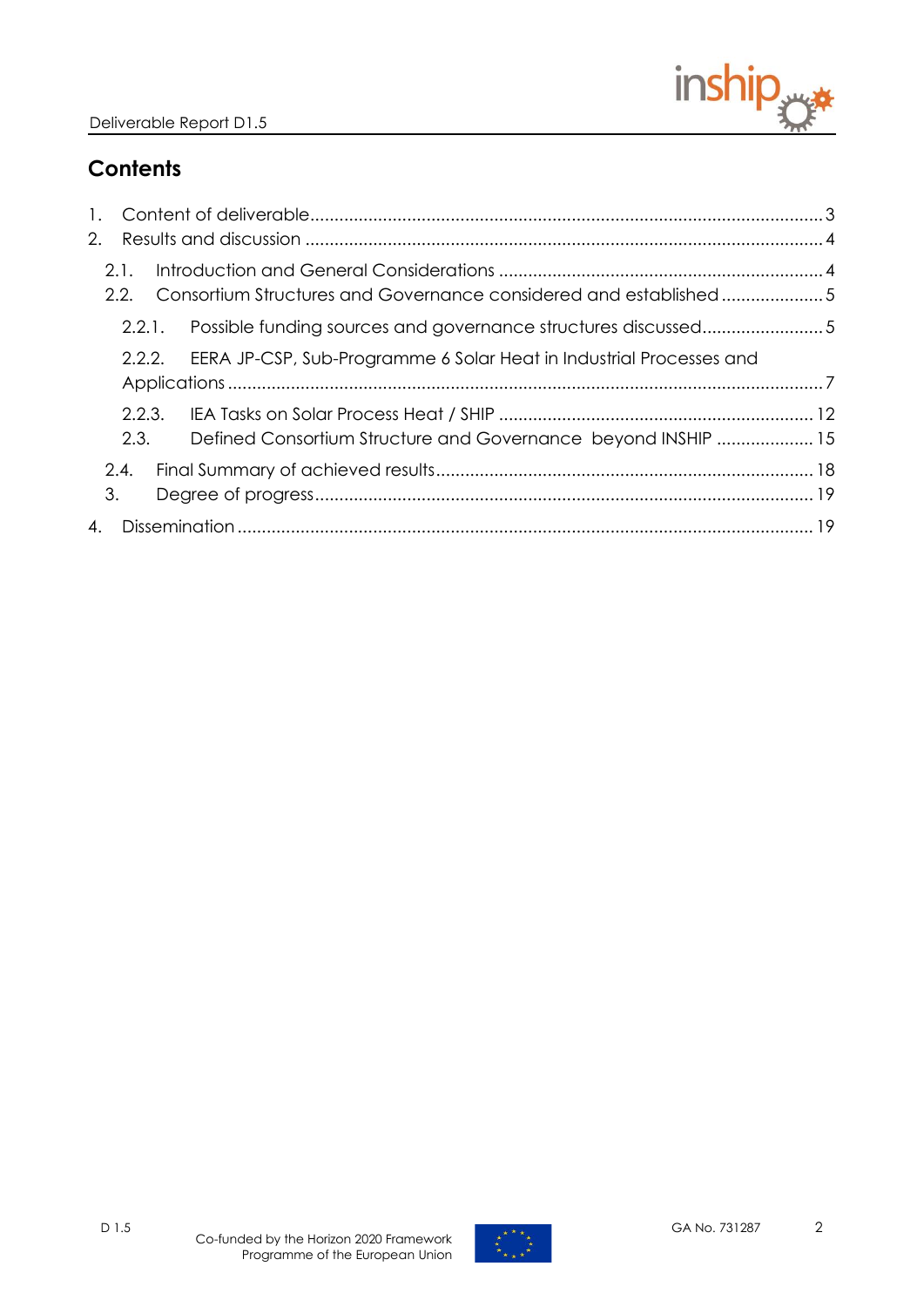## Contents

1. Content of deliverable .......... 3
2. Results and discussion .......... 4
   - 2.1. Introduction and General Considerations .......... 4
   - 2.2. Consortium Structures and Governance considered and established .......... 5
     - 2.2.1. Possible funding sources and governance structures discussed .......... 5
     - 2.2.2. EERA JP-CSP, Sub-Programme 6 Solar Heat in Industrial Processes and Applications .......... 7
     - 2.2.3. IEA Tasks on Solar Process Heat / SHIP .......... 12
     - 2.3. Defined Consortium Structure and Governance beyond INSHIP .......... 15
   - 2.4. Final Summary of achieved results .......... 18
   - 3. Degree of progress .......... 19
4. Dissemination .......... 19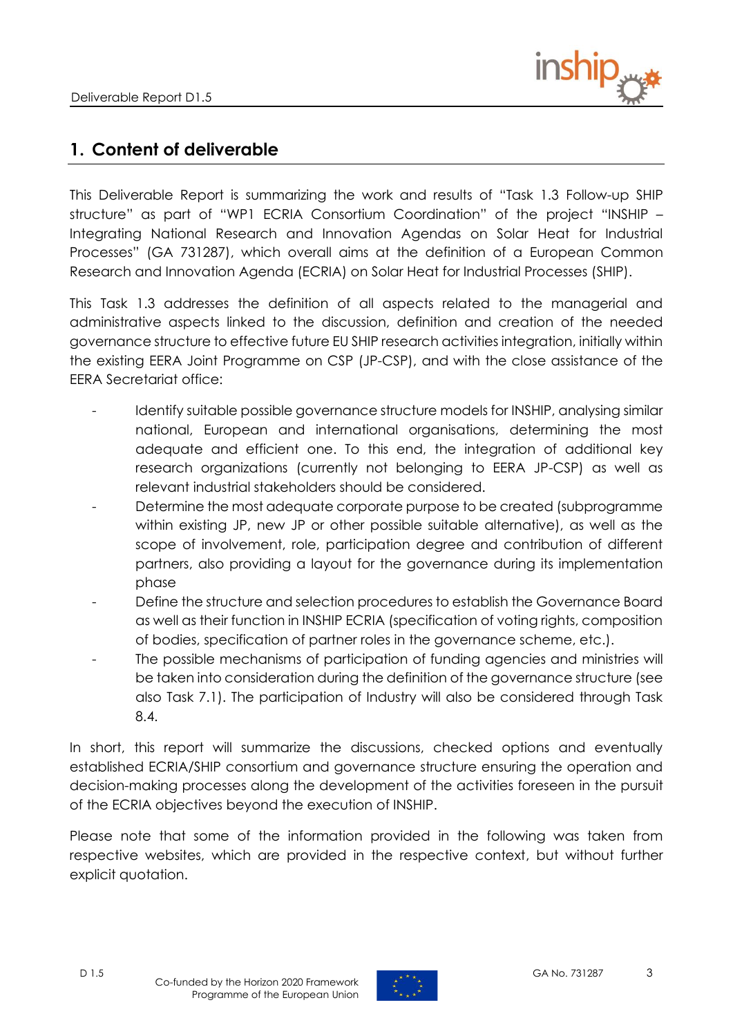# 1. Content of deliverable

This Deliverable Report is summarizing the work and results of "Task 1.3 Follow-up SHIP structure" as part of "WP1 ECRIA Consortium Coordination" of the project "INSHIP – Integrating National Research and Innovation Agendas on Solar Heat for Industrial Processes" (GA 731287), which overall aims at the definition of a European Common Research and Innovation Agenda (ECRIA) on Solar Heat for Industrial Processes (SHIP).

This Task 1.3 addresses the definition of all aspects related to the managerial and administrative aspects linked to the discussion, definition and creation of the needed governance structure to effective future EU SHIP research activities integration, initially within the existing EERA Joint Programme on CSP (JP-CSP), and with the close assistance of the EERA Secretariat office:

- Identify suitable possible governance structure models for INSHIP, analysing similar national, European and international organisations, determining the most adequate and efficient one. To this end, the integration of additional key research organizations (currently not belonging to EERA JP-CSP) as well as relevant industrial stakeholders should be considered.
- Determine the most adequate corporate purpose to be created (subprogramme within existing JP, new JP or other possible suitable alternative), as well as the scope of involvement, role, participation degree and contribution of different partners, also providing a layout for the governance during its implementation phase
- Define the structure and selection procedures to establish the Governance Board as well as their function in INSHIP ECRIA (specification of voting rights, composition of bodies, specification of partner roles in the governance scheme, etc.).
- The possible mechanisms of participation of funding agencies and ministries will be taken into consideration during the definition of the governance structure (see also Task 7.1). The participation of Industry will also be considered through Task 8.4.

In short, this report will summarize the discussions, checked options and eventually established ECRIA/SHIP consortium and governance structure ensuring the operation and decision-making processes along the development of the activities foreseen in the pursuit of the ECRIA objectives beyond the execution of INSHIP.

Please note that some of the information provided in the following was taken from respective websites, which are provided in the respective context, but without further explicit quotation.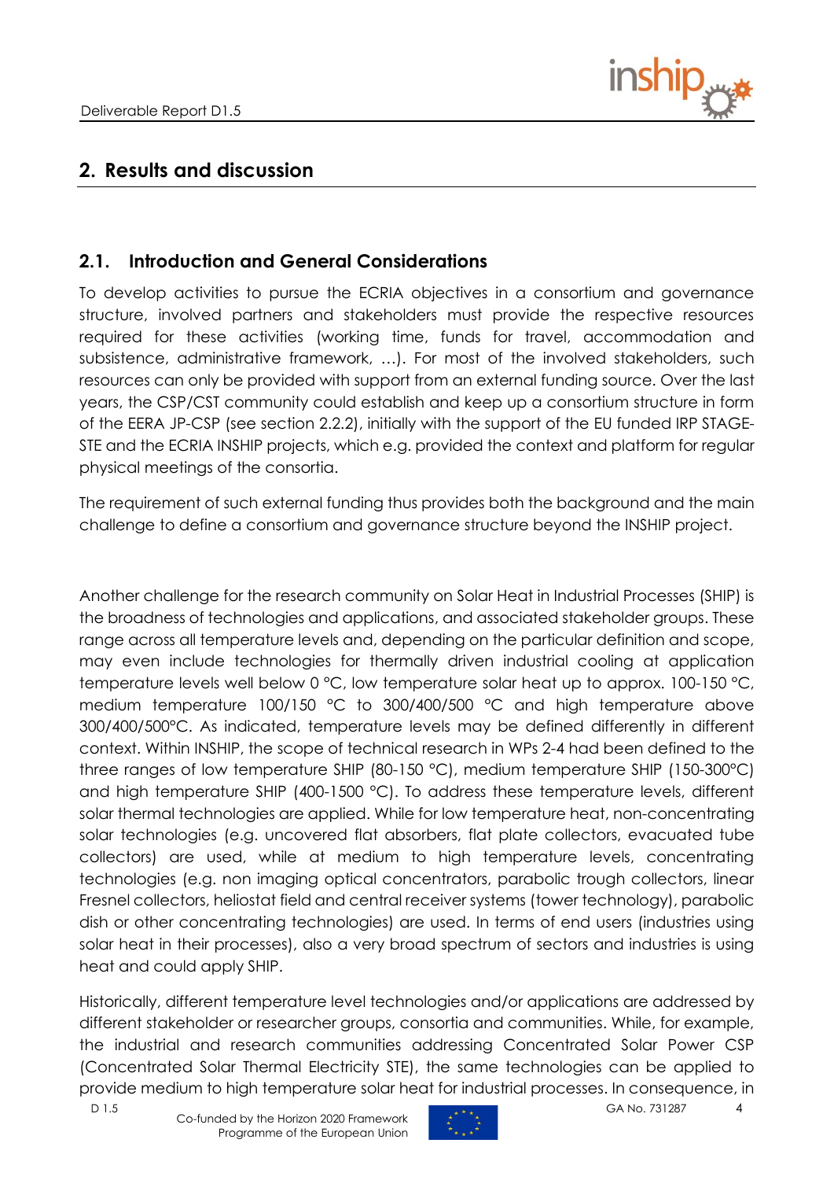# 2. Results and discussion

## 2.1. Introduction and General Considerations

To develop activities to pursue the ECRIA objectives in a consortium and governance structure, involved partners and stakeholders must provide the respective resources required for these activities (working time, funds for travel, accommodation and subsistence, administrative framework, …). For most of the involved stakeholders, such resources can only be provided with support from an external funding source. Over the last years, the CSP/CST community could establish and keep up a consortium structure in form of the EERA JP-CSP (see section 2.2.2), initially with the support of the EU funded IRP STAGE-STE and the ECRIA INSHIP projects, which e.g. provided the context and platform for regular physical meetings of the consortia.

The requirement of such external funding thus provides both the background and the main challenge to define a consortium and governance structure beyond the INSHIP project.

Another challenge for the research community on Solar Heat in Industrial Processes (SHIP) is the broadness of technologies and applications, and associated stakeholder groups. These range across all temperature levels and, depending on the particular definition and scope, may even include technologies for thermally driven industrial cooling at application temperature levels well below 0 °C, low temperature solar heat up to approx. 100-150 °C, medium temperature 100/150 °C to 300/400/500 °C and high temperature above 300/400/500°C. As indicated, temperature levels may be defined differently in different context. Within INSHIP, the scope of technical research in WPs 2-4 had been defined to the three ranges of low temperature SHIP (80-150 °C), medium temperature SHIP (150-300°C) and high temperature SHIP (400-1500 °C). To address these temperature levels, different solar thermal technologies are applied. While for low temperature heat, non-concentrating solar technologies (e.g. uncovered flat absorbers, flat plate collectors, evacuated tube collectors) are used, while at medium to high temperature levels, concentrating technologies (e.g. non imaging optical concentrators, parabolic trough collectors, linear Fresnel collectors, heliostat field and central receiver systems (tower technology), parabolic dish or other concentrating technologies) are used. In terms of end users (industries using solar heat in their processes), also a very broad spectrum of sectors and industries is using heat and could apply SHIP.

Historically, different temperature level technologies and/or applications are addressed by different stakeholder or researcher groups, consortia and communities. While, for example, the industrial and research communities addressing Concentrated Solar Power CSP (Concentrated Solar Thermal Electricity STE), the same technologies can be applied to provide medium to high temperature solar heat for industrial processes. In consequence, in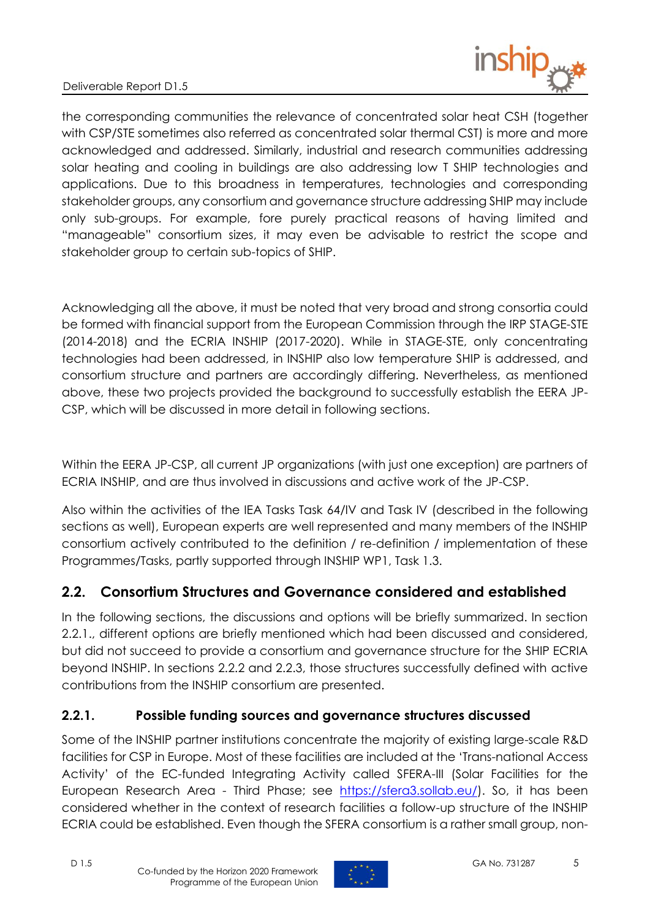the corresponding communities the relevance of concentrated solar heat CSH (together with CSP/STE sometimes also referred as concentrated solar thermal CST) is more and more acknowledged and addressed. Similarly, industrial and research communities addressing solar heating and cooling in buildings are also addressing low T SHIP technologies and applications. Due to this broadness in temperatures, technologies and corresponding stakeholder groups, any consortium and governance structure addressing SHIP may include only sub-groups. For example, fore purely practical reasons of having limited and "manageable" consortium sizes, it may even be advisable to restrict the scope and stakeholder group to certain sub-topics of SHIP.

Acknowledging all the above, it must be noted that very broad and strong consortia could be formed with financial support from the European Commission through the IRP STAGE-STE (2014-2018) and the ECRIA INSHIP (2017-2020). While in STAGE-STE, only concentrating technologies had been addressed, in INSHIP also low temperature SHIP is addressed, and consortium structure and partners are accordingly differing. Nevertheless, as mentioned above, these two projects provided the background to successfully establish the EERA JP-CSP, which will be discussed in more detail in following sections.

Within the EERA JP-CSP, all current JP organizations (with just one exception) are partners of ECRIA INSHIP, and are thus involved in discussions and active work of the JP-CSP.

Also within the activities of the IEA Tasks Task 64/IV and Task IV (described in the following sections as well), European experts are well represented and many members of the INSHIP consortium actively contributed to the definition / re-definition / implementation of these Programmes/Tasks, partly supported through INSHIP WP1, Task 1.3.

## 2.2. Consortium Structures and Governance considered and established

In the following sections, the discussions and options will be briefly summarized. In section 2.2.1., different options are briefly mentioned which had been discussed and considered, but did not succeed to provide a consortium and governance structure for the SHIP ECRIA beyond INSHIP. In sections 2.2.2 and 2.2.3, those structures successfully defined with active contributions from the INSHIP consortium are presented.

### 2.2.1. Possible funding sources and governance structures discussed

Some of the INSHIP partner institutions concentrate the majority of existing large-scale R&D facilities for CSP in Europe. Most of these facilities are included at the 'Trans-national Access Activity' of the EC-funded Integrating Activity called SFERA-III (Solar Facilities for the European Research Area - Third Phase; see https://sfera3.sollab.eu/). So, it has been considered whether in the context of research facilities a follow-up structure of the INSHIP ECRIA could be established. Even though the SFERA consortium is a rather small group, non-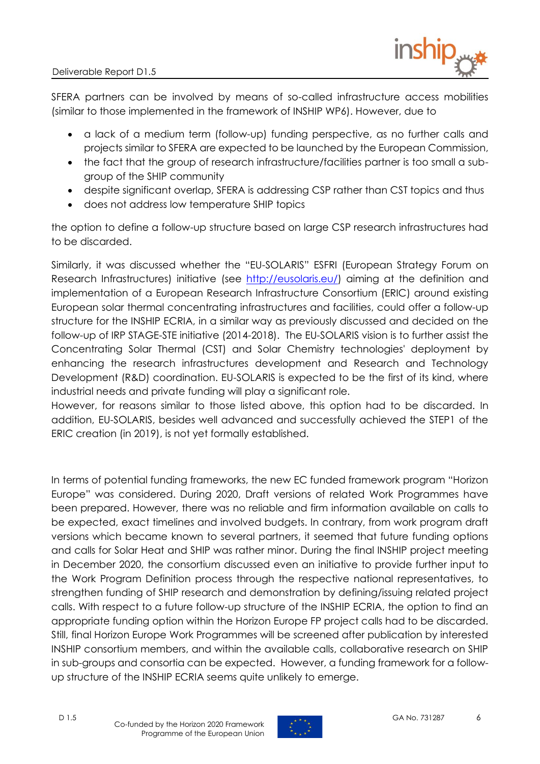SFERA partners can be involved by means of so-called infrastructure access mobilities (similar to those implemented in the framework of INSHIP WP6). However, due to

- a lack of a medium term (follow-up) funding perspective, as no further calls and projects similar to SFERA are expected to be launched by the European Commission,
- the fact that the group of research infrastructure/facilities partner is too small a sub-group of the SHIP community
- despite significant overlap, SFERA is addressing CSP rather than CST topics and thus
- does not address low temperature SHIP topics

the option to define a follow-up structure based on large CSP research infrastructures had to be discarded.

Similarly, it was discussed whether the "EU-SOLARIS" ESFRI (European Strategy Forum on Research Infrastructures) initiative (see [http://eusolaris.eu/](http://eusolaris.eu/)) aiming at the definition and implementation of a European Research Infrastructure Consortium (ERIC) around existing European solar thermal concentrating infrastructures and facilities, could offer a follow-up structure for the INSHIP ECRIA, in a similar way as previously discussed and decided on the follow-up of IRP STAGE-STE initiative (2014-2018). The EU-SOLARIS vision is to further assist the Concentrating Solar Thermal (CST) and Solar Chemistry technologies' deployment by enhancing the research infrastructures development and Research and Technology Development (R&D) coordination. EU-SOLARIS is expected to be the first of its kind, where industrial needs and private funding will play a significant role.
However, for reasons similar to those listed above, this option had to be discarded. In addition, EU-SOLARIS, besides well advanced and successfully achieved the STEP1 of the ERIC creation (in 2019), is not yet formally established.

In terms of potential funding frameworks, the new EC funded framework program "Horizon Europe" was considered. During 2020, Draft versions of related Work Programmes have been prepared. However, there was no reliable and firm information available on calls to be expected, exact timelines and involved budgets. In contrary, from work program draft versions which became known to several partners, it seemed that future funding options and calls for Solar Heat and SHIP was rather minor. During the final INSHIP project meeting in December 2020, the consortium discussed even an initiative to provide further input to the Work Program Definition process through the respective national representatives, to strengthen funding of SHIP research and demonstration by defining/issuing related project calls. With respect to a future follow-up structure of the INSHIP ECRIA, the option to find an appropriate funding option within the Horizon Europe FP project calls had to be discarded. Still, final Horizon Europe Work Programmes will be screened after publication by interested INSHIP consortium members, and within the available calls, collaborative research on SHIP in sub-groups and consortia can be expected. However, a funding framework for a follow-up structure of the INSHIP ECRIA seems quite unlikely to emerge.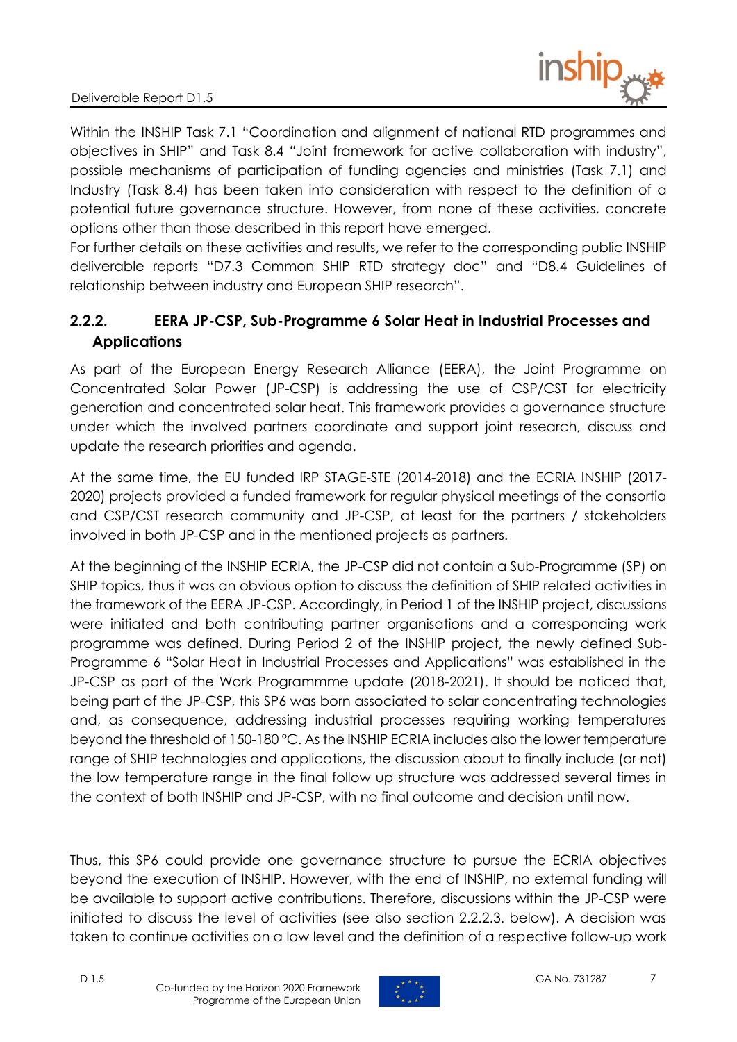Within the INSHIP Task 7.1 "Coordination and alignment of national RTD programmes and objectives in SHIP" and Task 8.4 "Joint framework for active collaboration with industry", possible mechanisms of participation of funding agencies and ministries (Task 7.1) and Industry (Task 8.4) has been taken into consideration with respect to the definition of a potential future governance structure. However, from none of these activities, concrete options other than those described in this report have emerged.
For further details on these activities and results, we refer to the corresponding public INSHIP deliverable reports "D7.3 Common SHIP RTD strategy doc" and "D8.4 Guidelines of relationship between industry and European SHIP research".

### 2.2.2. EERA JP-CSP, Sub-Programme 6 Solar Heat in Industrial Processes and Applications

As part of the European Energy Research Alliance (EERA), the Joint Programme on Concentrated Solar Power (JP-CSP) is addressing the use of CSP/CST for electricity generation and concentrated solar heat. This framework provides a governance structure under which the involved partners coordinate and support joint research, discuss and update the research priorities and agenda.

At the same time, the EU funded IRP STAGE-STE (2014-2018) and the ECRIA INSHIP (2017-2020) projects provided a funded framework for regular physical meetings of the consortia and CSP/CST research community and JP-CSP, at least for the partners / stakeholders involved in both JP-CSP and in the mentioned projects as partners.

At the beginning of the INSHIP ECRIA, the JP-CSP did not contain a Sub-Programme (SP) on SHIP topics, thus it was an obvious option to discuss the definition of SHIP related activities in the framework of the EERA JP-CSP. Accordingly, in Period 1 of the INSHIP project, discussions were initiated and both contributing partner organisations and a corresponding work programme was defined. During Period 2 of the INSHIP project, the newly defined Sub-Programme 6 "Solar Heat in Industrial Processes and Applications" was established in the JP-CSP as part of the Work Programmme update (2018-2021). It should be noticed that, being part of the JP-CSP, this SP6 was born associated to solar concentrating technologies and, as consequence, addressing industrial processes requiring working temperatures beyond the threshold of 150-180 ºC. As the INSHIP ECRIA includes also the lower temperature range of SHIP technologies and applications, the discussion about to finally include (or not) the low temperature range in the final follow up structure was addressed several times in the context of both INSHIP and JP-CSP, with no final outcome and decision until now.

Thus, this SP6 could provide one governance structure to pursue the ECRIA objectives beyond the execution of INSHIP. However, with the end of INSHIP, no external funding will be available to support active contributions. Therefore, discussions within the JP-CSP were initiated to discuss the level of activities (see also section 2.2.2.3. below). A decision was taken to continue activities on a low level and the definition of a respective follow-up work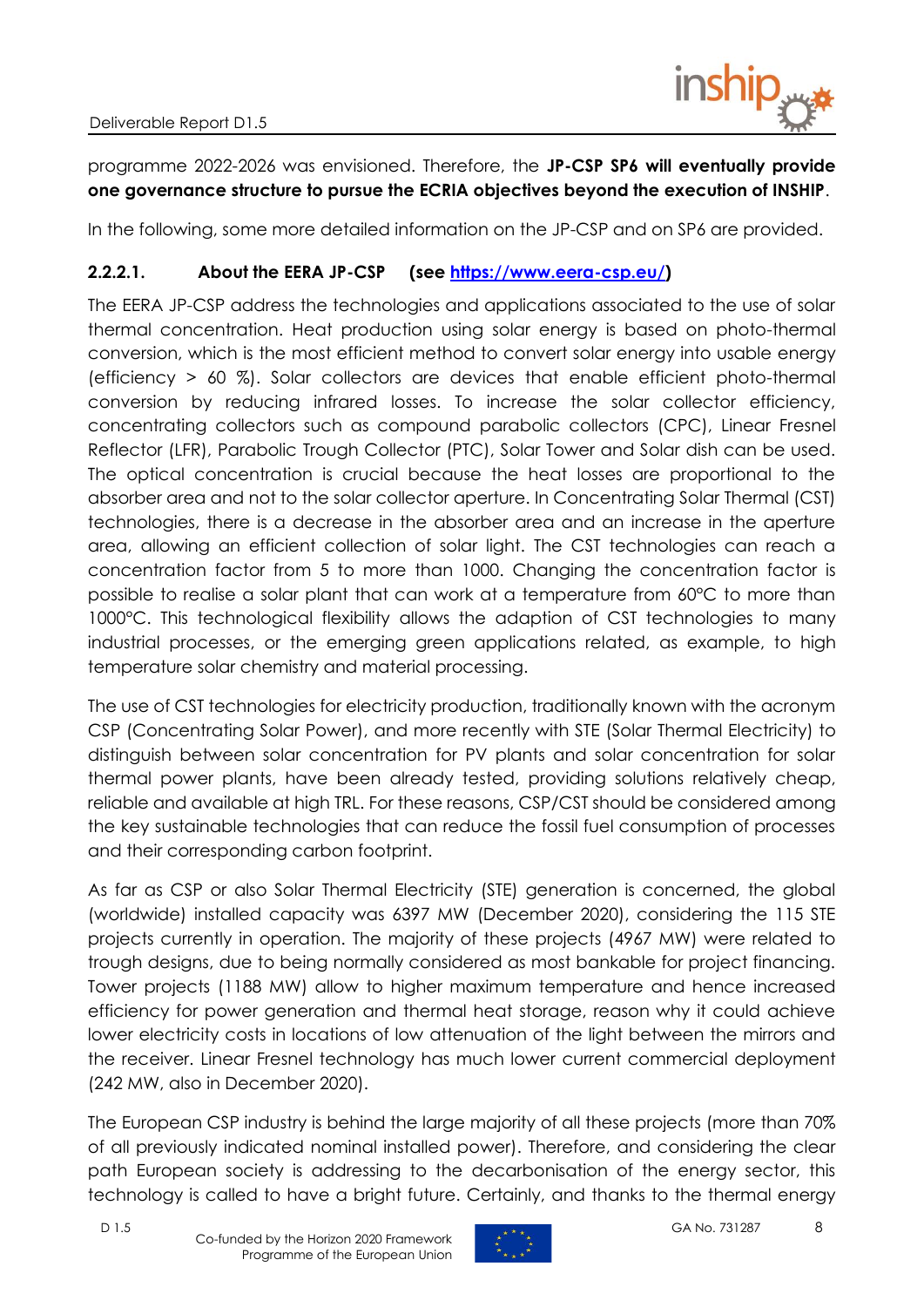programme 2022-2026 was envisioned. Therefore, the **JP-CSP SP6 will eventually provide one governance structure to pursue the ECRIA objectives beyond the execution of INSHIP**.

In the following, some more detailed information on the JP-CSP and on SP6 are provided.

#### 2.2.2.1. About the EERA JP-CSP (see [https://www.eera-csp.eu/](https://www.eera-csp.eu/))

The EERA JP-CSP address the technologies and applications associated to the use of solar thermal concentration. Heat production using solar energy is based on photo-thermal conversion, which is the most efficient method to convert solar energy into usable energy (efficiency > 60 %). Solar collectors are devices that enable efficient photo-thermal conversion by reducing infrared losses. To increase the solar collector efficiency, concentrating collectors such as compound parabolic collectors (CPC), Linear Fresnel Reflector (LFR), Parabolic Trough Collector (PTC), Solar Tower and Solar dish can be used. The optical concentration is crucial because the heat losses are proportional to the absorber area and not to the solar collector aperture. In Concentrating Solar Thermal (CST) technologies, there is a decrease in the absorber area and an increase in the aperture area, allowing an efficient collection of solar light. The CST technologies can reach a concentration factor from 5 to more than 1000. Changing the concentration factor is possible to realise a solar plant that can work at a temperature from 60°C to more than 1000°C. This technological flexibility allows the adaption of CST technologies to many industrial processes, or the emerging green applications related, as example, to high temperature solar chemistry and material processing.

The use of CST technologies for electricity production, traditionally known with the acronym CSP (Concentrating Solar Power), and more recently with STE (Solar Thermal Electricity) to distinguish between solar concentration for PV plants and solar concentration for solar thermal power plants, have been already tested, providing solutions relatively cheap, reliable and available at high TRL. For these reasons, CSP/CST should be considered among the key sustainable technologies that can reduce the fossil fuel consumption of processes and their corresponding carbon footprint.

As far as CSP or also Solar Thermal Electricity (STE) generation is concerned, the global (worldwide) installed capacity was 6397 MW (December 2020), considering the 115 STE projects currently in operation. The majority of these projects (4967 MW) were related to trough designs, due to being normally considered as most bankable for project financing. Tower projects (1188 MW) allow to higher maximum temperature and hence increased efficiency for power generation and thermal heat storage, reason why it could achieve lower electricity costs in locations of low attenuation of the light between the mirrors and the receiver. Linear Fresnel technology has much lower current commercial deployment (242 MW, also in December 2020).

The European CSP industry is behind the large majority of all these projects (more than 70% of all previously indicated nominal installed power). Therefore, and considering the clear path European society is addressing to the decarbonisation of the energy sector, this technology is called to have a bright future. Certainly, and thanks to the thermal energy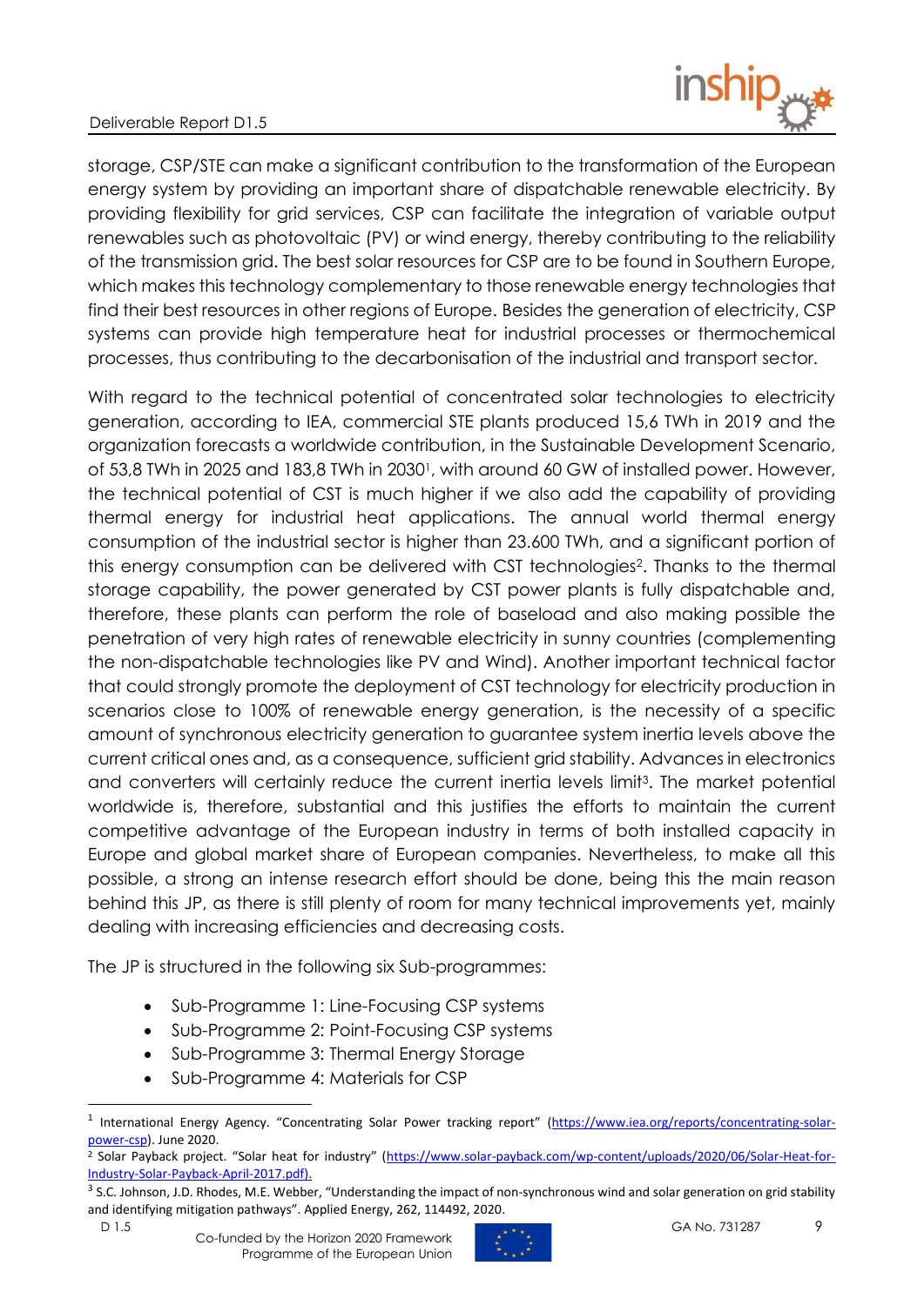storage, CSP/STE can make a significant contribution to the transformation of the European energy system by providing an important share of dispatchable renewable electricity. By providing flexibility for grid services, CSP can facilitate the integration of variable output renewables such as photovoltaic (PV) or wind energy, thereby contributing to the reliability of the transmission grid. The best solar resources for CSP are to be found in Southern Europe, which makes this technology complementary to those renewable energy technologies that find their best resources in other regions of Europe. Besides the generation of electricity, CSP systems can provide high temperature heat for industrial processes or thermochemical processes, thus contributing to the decarbonisation of the industrial and transport sector.

With regard to the technical potential of concentrated solar technologies to electricity generation, according to IEA, commercial STE plants produced 15,6 TWh in 2019 and the organization forecasts a worldwide contribution, in the Sustainable Development Scenario, of 53,8 TWh in 2025 and 183,8 TWh in 2030[1], with around 60 GW of installed power. However, the technical potential of CST is much higher if we also add the capability of providing thermal energy for industrial heat applications. The annual world thermal energy consumption of the industrial sector is higher than 23.600 TWh, and a significant portion of this energy consumption can be delivered with CST technologies[2]. Thanks to the thermal storage capability, the power generated by CST power plants is fully dispatchable and, therefore, these plants can perform the role of baseload and also making possible the penetration of very high rates of renewable electricity in sunny countries (complementing the non-dispatchable technologies like PV and Wind). Another important technical factor that could strongly promote the deployment of CST technology for electricity production in scenarios close to 100% of renewable energy generation, is the necessity of a specific amount of synchronous electricity generation to guarantee system inertia levels above the current critical ones and, as a consequence, sufficient grid stability. Advances in electronics and converters will certainly reduce the current inertia levels limit[3]. The market potential worldwide is, therefore, substantial and this justifies the efforts to maintain the current competitive advantage of the European industry in terms of both installed capacity in Europe and global market share of European companies. Nevertheless, to make all this possible, a strong an intense research effort should be done, being this the main reason behind this JP, as there is still plenty of room for many technical improvements yet, mainly dealing with increasing efficiencies and decreasing costs.

The JP is structured in the following six Sub-programmes:

- Sub-Programme 1: Line-Focusing CSP systems
- Sub-Programme 2: Point-Focusing CSP systems
- Sub-Programme 3: Thermal Energy Storage
- Sub-Programme 4: Materials for CSP

---

[1] International Energy Agency. "Concentrating Solar Power tracking report" (https://www.iea.org/reports/concentrating-solar-power-csp). June 2020.

[2] Solar Payback project. "Solar heat for industry" (https://www.solar-payback.com/wp-content/uploads/2020/06/Solar-Heat-for-Industry-Solar-Payback-April-2017.pdf).

[3] S.C. Johnson, J.D. Rhodes, M.E. Webber, "Understanding the impact of non-synchronous wind and solar generation on grid stability and identifying mitigation pathways". Applied Energy, 262, 114492, 2020.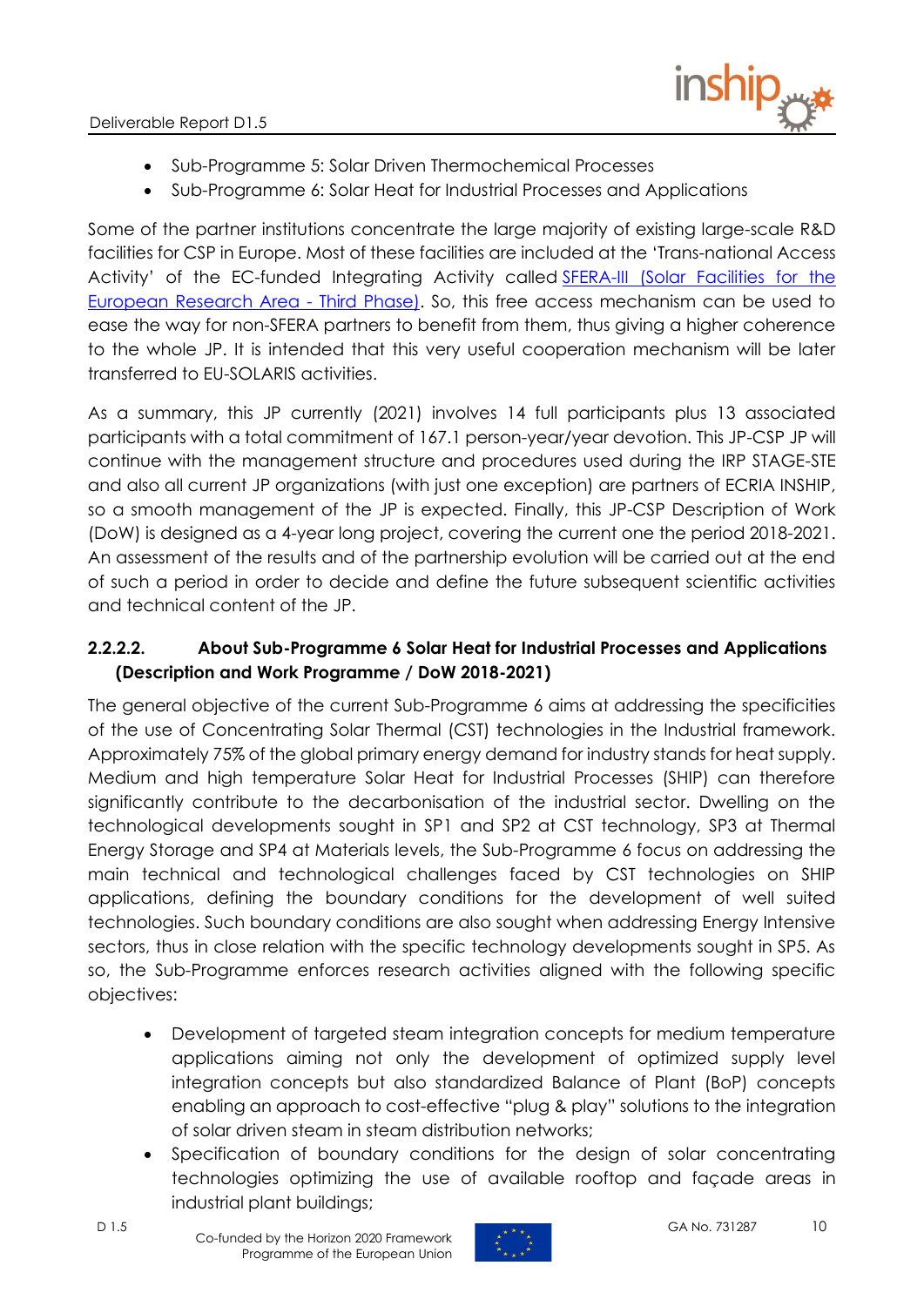- Sub-Programme 5: Solar Driven Thermochemical Processes
- Sub-Programme 6: Solar Heat for Industrial Processes and Applications

Some of the partner institutions concentrate the large majority of existing large-scale R&D facilities for CSP in Europe. Most of these facilities are included at the 'Trans-national Access Activity' of the EC-funded Integrating Activity called SFERA-III (Solar Facilities for the European Research Area - Third Phase). So, this free access mechanism can be used to ease the way for non-SFERA partners to benefit from them, thus giving a higher coherence to the whole JP. It is intended that this very useful cooperation mechanism will be later transferred to EU-SOLARIS activities.

As a summary, this JP currently (2021) involves 14 full participants plus 13 associated participants with a total commitment of 167.1 person-year/year devotion. This JP-CSP JP will continue with the management structure and procedures used during the IRP STAGE-STE and also all current JP organizations (with just one exception) are partners of ECRIA INSHIP, so a smooth management of the JP is expected. Finally, this JP-CSP Description of Work (DoW) is designed as a 4-year long project, covering the current one the period 2018-2021. An assessment of the results and of the partnership evolution will be carried out at the end of such a period in order to decide and define the future subsequent scientific activities and technical content of the JP.

#### 2.2.2.2. About Sub-Programme 6 Solar Heat for Industrial Processes and Applications (Description and Work Programme / DoW 2018-2021)

The general objective of the current Sub-Programme 6 aims at addressing the specificities of the use of Concentrating Solar Thermal (CST) technologies in the Industrial framework. Approximately 75% of the global primary energy demand for industry stands for heat supply. Medium and high temperature Solar Heat for Industrial Processes (SHIP) can therefore significantly contribute to the decarbonisation of the industrial sector. Dwelling on the technological developments sought in SP1 and SP2 at CST technology, SP3 at Thermal Energy Storage and SP4 at Materials levels, the Sub-Programme 6 focus on addressing the main technical and technological challenges faced by CST technologies on SHIP applications, defining the boundary conditions for the development of well suited technologies. Such boundary conditions are also sought when addressing Energy Intensive sectors, thus in close relation with the specific technology developments sought in SP5. As so, the Sub-Programme enforces research activities aligned with the following specific objectives:

- Development of targeted steam integration concepts for medium temperature applications aiming not only the development of optimized supply level integration concepts but also standardized Balance of Plant (BoP) concepts enabling an approach to cost-effective "plug & play" solutions to the integration of solar driven steam in steam distribution networks;
- Specification of boundary conditions for the design of solar concentrating technologies optimizing the use of available rooftop and façade areas in industrial plant buildings;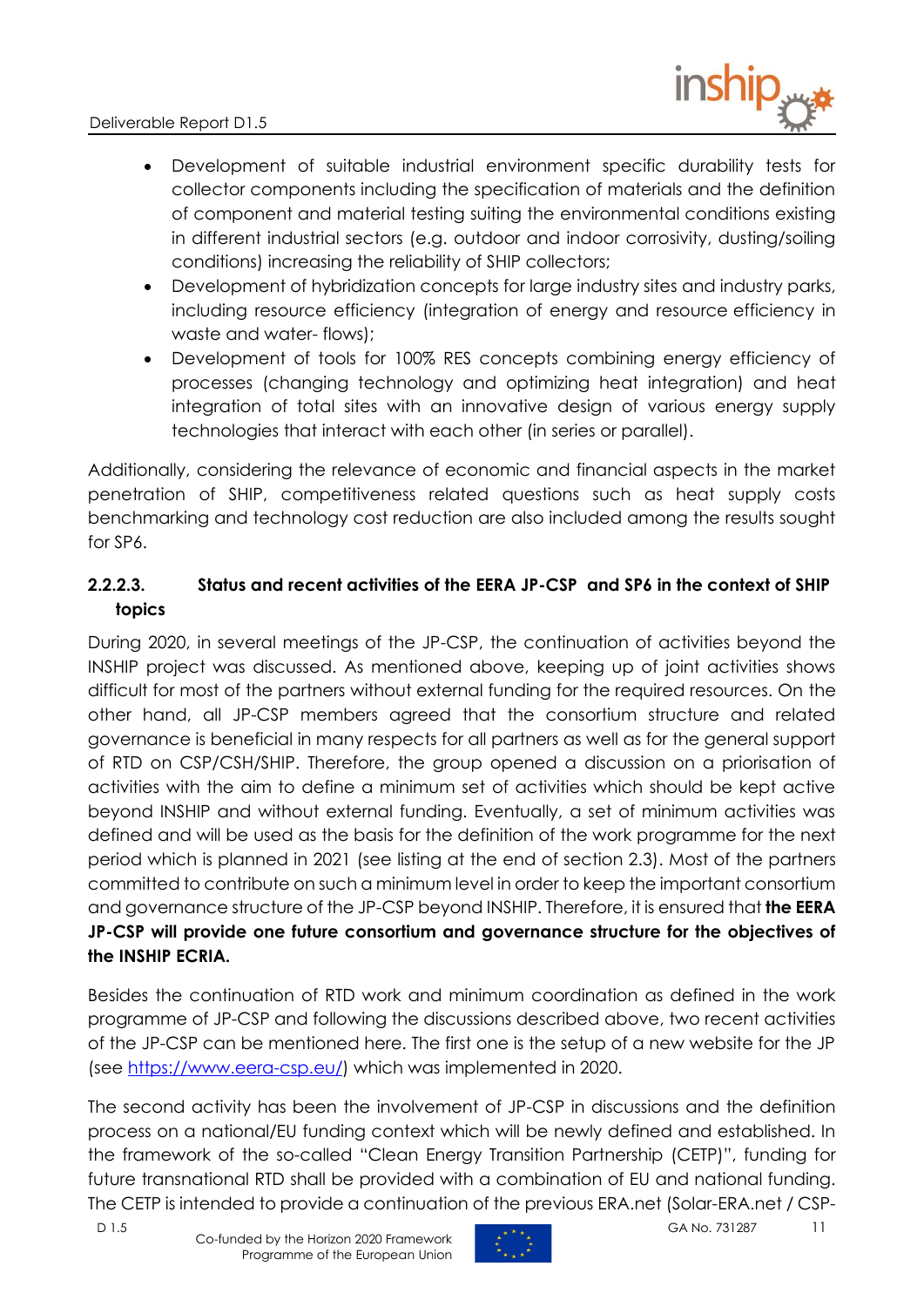- Development of suitable industrial environment specific durability tests for collector components including the specification of materials and the definition of component and material testing suiting the environmental conditions existing in different industrial sectors (e.g. outdoor and indoor corrosivity, dusting/soiling conditions) increasing the reliability of SHIP collectors;
- Development of hybridization concepts for large industry sites and industry parks, including resource efficiency (integration of energy and resource efficiency in waste and water- flows);
- Development of tools for 100% RES concepts combining energy efficiency of processes (changing technology and optimizing heat integration) and heat integration of total sites with an innovative design of various energy supply technologies that interact with each other (in series or parallel).

Additionally, considering the relevance of economic and financial aspects in the market penetration of SHIP, competitiveness related questions such as heat supply costs benchmarking and technology cost reduction are also included among the results sought for SP6.

#### 2.2.2.3. Status and recent activities of the EERA JP-CSP and SP6 in the context of SHIP topics

During 2020, in several meetings of the JP-CSP, the continuation of activities beyond the INSHIP project was discussed. As mentioned above, keeping up of joint activities shows difficult for most of the partners without external funding for the required resources. On the other hand, all JP-CSP members agreed that the consortium structure and related governance is beneficial in many respects for all partners as well as for the general support of RTD on CSP/CSH/SHIP. Therefore, the group opened a discussion on a priorisation of activities with the aim to define a minimum set of activities which should be kept active beyond INSHIP and without external funding. Eventually, a set of minimum activities was defined and will be used as the basis for the definition of the work programme for the next period which is planned in 2021 (see listing at the end of section 2.3). Most of the partners committed to contribute on such a minimum level in order to keep the important consortium and governance structure of the JP-CSP beyond INSHIP. Therefore, it is ensured that **the EERA JP-CSP will provide one future consortium and governance structure for the objectives of the INSHIP ECRIA.**

Besides the continuation of RTD work and minimum coordination as defined in the work programme of JP-CSP and following the discussions described above, two recent activities of the JP-CSP can be mentioned here. The first one is the setup of a new website for the JP (see https://www.eera-csp.eu/) which was implemented in 2020.

The second activity has been the involvement of JP-CSP in discussions and the definition process on a national/EU funding context which will be newly defined and established. In the framework of the so-called "Clean Energy Transition Partnership (CETP)", funding for future transnational RTD shall be provided with a combination of EU and national funding. The CETP is intended to provide a continuation of the previous ERA.net (Solar-ERA.net / CSP-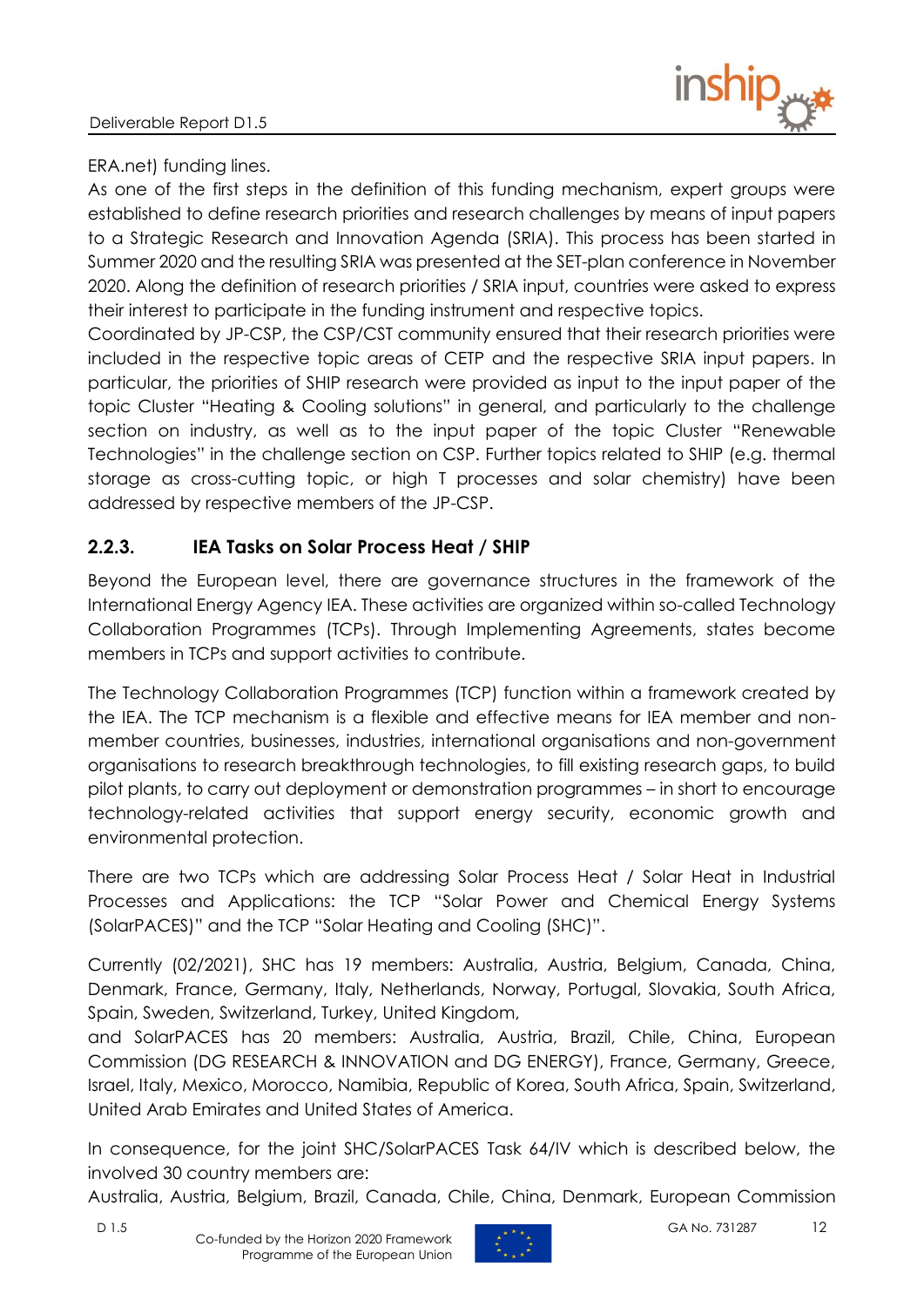ERA.net) funding lines.
As one of the first steps in the definition of this funding mechanism, expert groups were established to define research priorities and research challenges by means of input papers to a Strategic Research and Innovation Agenda (SRIA). This process has been started in Summer 2020 and the resulting SRIA was presented at the SET-plan conference in November 2020. Along the definition of research priorities / SRIA input, countries were asked to express their interest to participate in the funding instrument and respective topics.
Coordinated by JP-CSP, the CSP/CST community ensured that their research priorities were included in the respective topic areas of CETP and the respective SRIA input papers. In particular, the priorities of SHIP research were provided as input to the input paper of the topic Cluster "Heating & Cooling solutions" in general, and particularly to the challenge section on industry, as well as to the input paper of the topic Cluster "Renewable Technologies" in the challenge section on CSP. Further topics related to SHIP (e.g. thermal storage as cross-cutting topic, or high T processes and solar chemistry) have been addressed by respective members of the JP-CSP.

### 2.2.3. IEA Tasks on Solar Process Heat / SHIP

Beyond the European level, there are governance structures in the framework of the International Energy Agency IEA. These activities are organized within so-called Technology Collaboration Programmes (TCPs). Through Implementing Agreements, states become members in TCPs and support activities to contribute.

The Technology Collaboration Programmes (TCP) function within a framework created by the IEA. The TCP mechanism is a flexible and effective means for IEA member and non-member countries, businesses, industries, international organisations and non-government organisations to research breakthrough technologies, to fill existing research gaps, to build pilot plants, to carry out deployment or demonstration programmes – in short to encourage technology-related activities that support energy security, economic growth and environmental protection.

There are two TCPs which are addressing Solar Process Heat / Solar Heat in Industrial Processes and Applications: the TCP "Solar Power and Chemical Energy Systems (SolarPACES)" and the TCP "Solar Heating and Cooling (SHC)".

Currently (02/2021), SHC has 19 members: Australia, Austria, Belgium, Canada, China, Denmark, France, Germany, Italy, Netherlands, Norway, Portugal, Slovakia, South Africa, Spain, Sweden, Switzerland, Turkey, United Kingdom,
and SolarPACES has 20 members: Australia, Austria, Brazil, Chile, China, European Commission (DG RESEARCH & INNOVATION and DG ENERGY), France, Germany, Greece, Israel, Italy, Mexico, Morocco, Namibia, Republic of Korea, South Africa, Spain, Switzerland, United Arab Emirates and United States of America.

In consequence, for the joint SHC/SolarPACES Task 64/IV which is described below, the involved 30 country members are:
Australia, Austria, Belgium, Brazil, Canada, Chile, China, Denmark, European Commission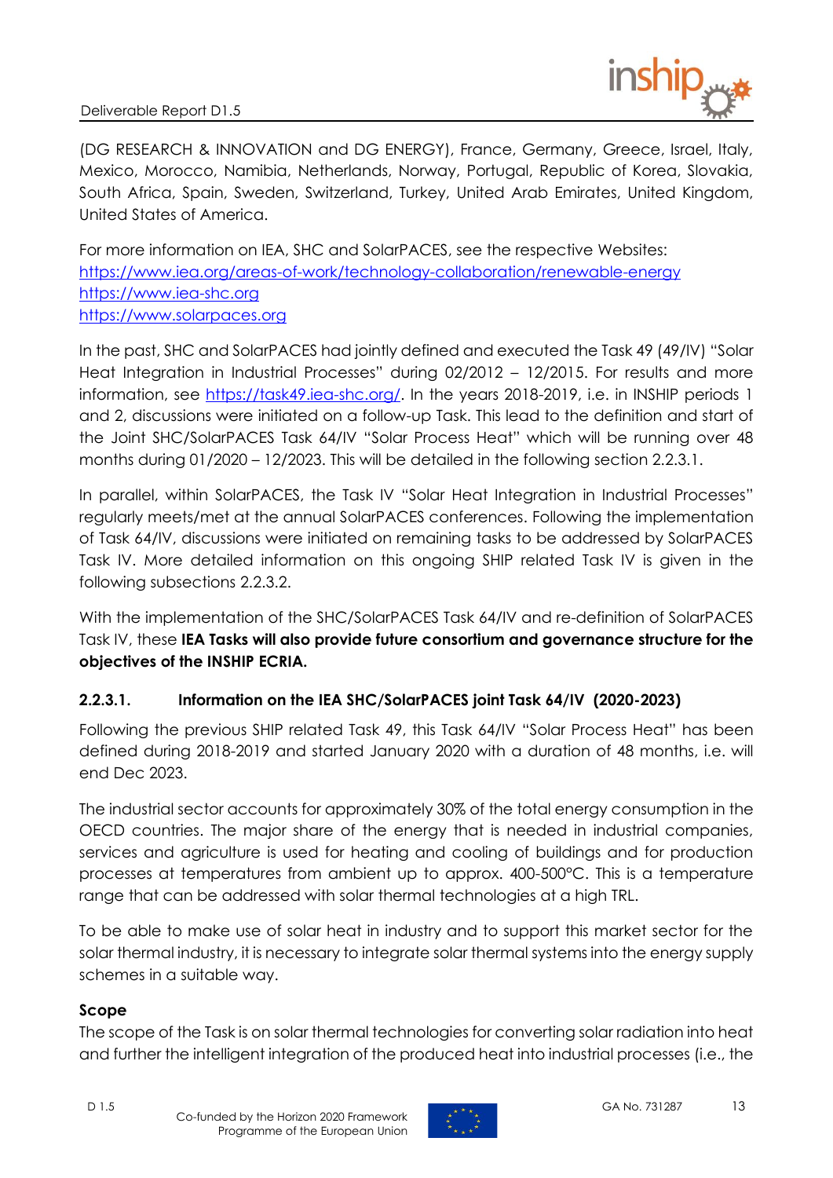(DG RESEARCH & INNOVATION and DG ENERGY), France, Germany, Greece, Israel, Italy, Mexico, Morocco, Namibia, Netherlands, Norway, Portugal, Republic of Korea, Slovakia, South Africa, Spain, Sweden, Switzerland, Turkey, United Arab Emirates, United Kingdom, United States of America.

For more information on IEA, SHC and SolarPACES, see the respective Websites:
https://www.iea.org/areas-of-work/technology-collaboration/renewable-energy
https://www.iea-shc.org
https://www.solarpaces.org

In the past, SHC and SolarPACES had jointly defined and executed the Task 49 (49/IV) "Solar Heat Integration in Industrial Processes" during 02/2012 – 12/2015. For results and more information, see https://task49.iea-shc.org/. In the years 2018-2019, i.e. in INSHIP periods 1 and 2, discussions were initiated on a follow-up Task. This lead to the definition and start of the Joint SHC/SolarPACES Task 64/IV "Solar Process Heat" which will be running over 48 months during 01/2020 – 12/2023. This will be detailed in the following section 2.2.3.1.

In parallel, within SolarPACES, the Task IV "Solar Heat Integration in Industrial Processes" regularly meets/met at the annual SolarPACES conferences. Following the implementation of Task 64/IV, discussions were initiated on remaining tasks to be addressed by SolarPACES Task IV. More detailed information on this ongoing SHIP related Task IV is given in the following subsections 2.2.3.2.

With the implementation of the SHC/SolarPACES Task 64/IV and re-definition of SolarPACES Task IV, these **IEA Tasks will also provide future consortium and governance structure for the objectives of the INSHIP ECRIA.**

#### 2.2.3.1. Information on the IEA SHC/SolarPACES joint Task 64/IV (2020-2023)

Following the previous SHIP related Task 49, this Task 64/IV "Solar Process Heat" has been defined during 2018-2019 and started January 2020 with a duration of 48 months, i.e. will end Dec 2023.

The industrial sector accounts for approximately 30% of the total energy consumption in the OECD countries. The major share of the energy that is needed in industrial companies, services and agriculture is used for heating and cooling of buildings and for production processes at temperatures from ambient up to approx. 400-500°C. This is a temperature range that can be addressed with solar thermal technologies at a high TRL.

To be able to make use of solar heat in industry and to support this market sector for the solar thermal industry, it is necessary to integrate solar thermal systems into the energy supply schemes in a suitable way.

**Scope**

The scope of the Task is on solar thermal technologies for converting solar radiation into heat and further the intelligent integration of the produced heat into industrial processes (i.e., the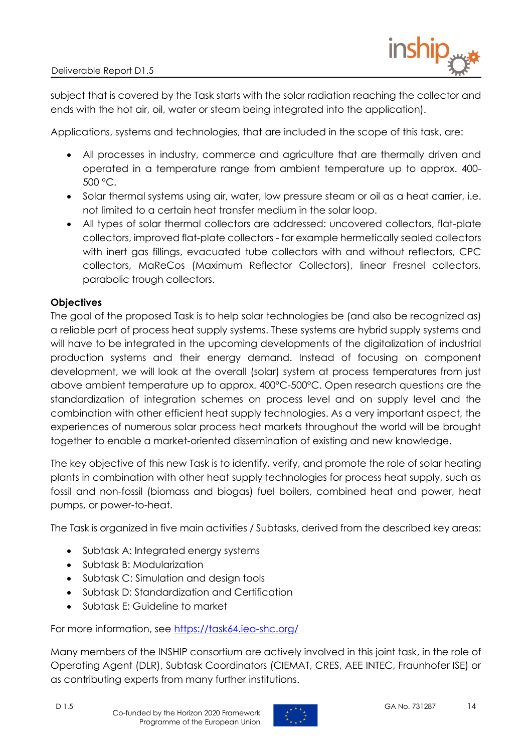subject that is covered by the Task starts with the solar radiation reaching the collector and ends with the hot air, oil, water or steam being integrated into the application).

Applications, systems and technologies, that are included in the scope of this task, are:

- All processes in industry, commerce and agriculture that are thermally driven and operated in a temperature range from ambient temperature up to approx. 400-500 °C.
- Solar thermal systems using air, water, low pressure steam or oil as a heat carrier, i.e. not limited to a certain heat transfer medium in the solar loop.
- All types of solar thermal collectors are addressed: uncovered collectors, flat-plate collectors, improved flat-plate collectors - for example hermetically sealed collectors with inert gas fillings, evacuated tube collectors with and without reflectors, CPC collectors, MaReCos (Maximum Reflector Collectors), linear Fresnel collectors, parabolic trough collectors.

**Objectives**

The goal of the proposed Task is to help solar technologies be (and also be recognized as) a reliable part of process heat supply systems. These systems are hybrid supply systems and will have to be integrated in the upcoming developments of the digitalization of industrial production systems and their energy demand. Instead of focusing on component development, we will look at the overall (solar) system at process temperatures from just above ambient temperature up to approx. 400°C-500°C. Open research questions are the standardization of integration schemes on process level and on supply level and the combination with other efficient heat supply technologies. As a very important aspect, the experiences of numerous solar process heat markets throughout the world will be brought together to enable a market-oriented dissemination of existing and new knowledge.

The key objective of this new Task is to identify, verify, and promote the role of solar heating plants in combination with other heat supply technologies for process heat supply, such as fossil and non-fossil (biomass and biogas) fuel boilers, combined heat and power, heat pumps, or power-to-heat.

The Task is organized in five main activities / Subtasks, derived from the described key areas:

- Subtask A: Integrated energy systems
- Subtask B: Modularization
- Subtask C: Simulation and design tools
- Subtask D: Standardization and Certification
- Subtask E: Guideline to market

For more information, see [https://task64.iea-shc.org/](https://task64.iea-shc.org/)

Many members of the INSHIP consortium are actively involved in this joint task, in the role of Operating Agent (DLR), Subtask Coordinators (CIEMAT, CRES, AEE INTEC, Fraunhofer ISE) or as contributing experts from many further institutions.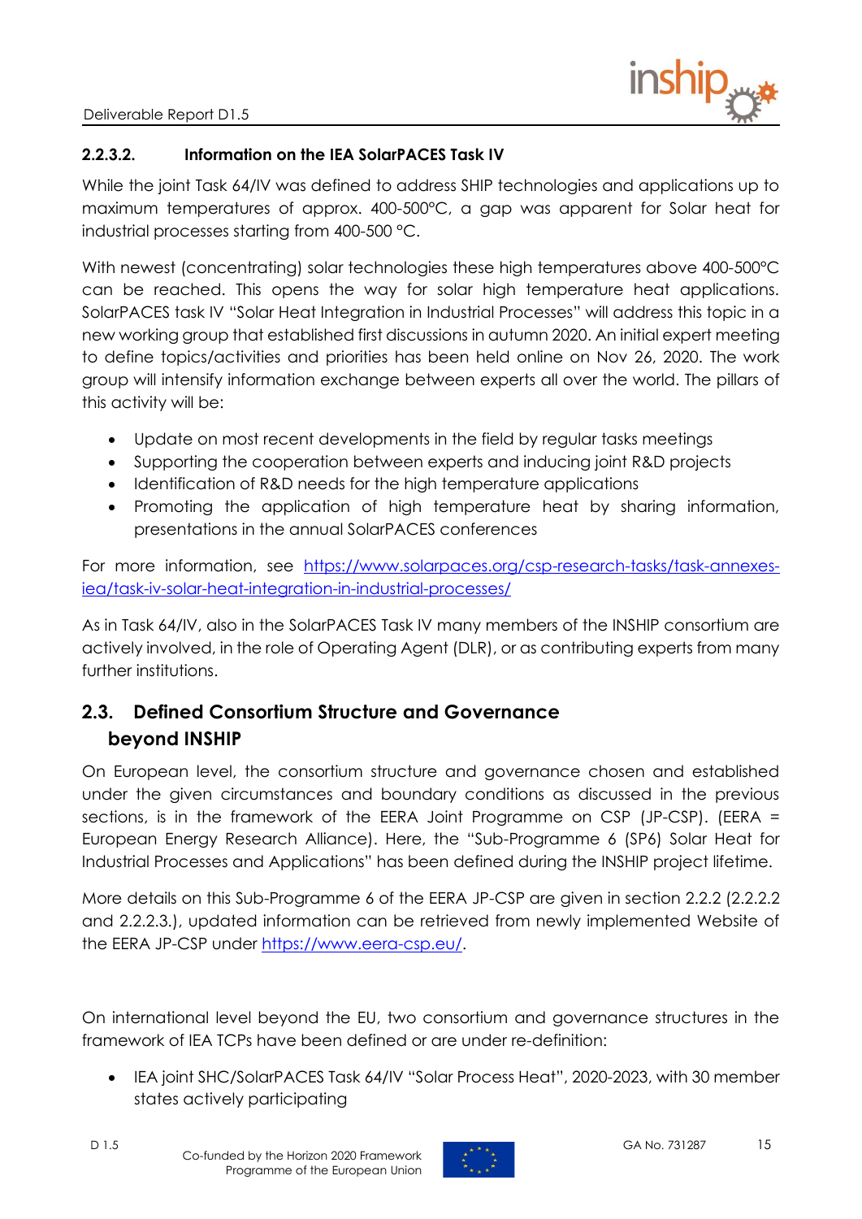#### 2.2.3.2. Information on the IEA SolarPACES Task IV

While the joint Task 64/IV was defined to address SHIP technologies and applications up to maximum temperatures of approx. 400-500°C, a gap was apparent for Solar heat for industrial processes starting from 400-500 °C.

With newest (concentrating) solar technologies these high temperatures above 400-500°C can be reached. This opens the way for solar high temperature heat applications. SolarPACES task IV "Solar Heat Integration in Industrial Processes" will address this topic in a new working group that established first discussions in autumn 2020. An initial expert meeting to define topics/activities and priorities has been held online on Nov 26, 2020. The work group will intensify information exchange between experts all over the world. The pillars of this activity will be:

- Update on most recent developments in the field by regular tasks meetings
- Supporting the cooperation between experts and inducing joint R&D projects
- Identification of R&D needs for the high temperature applications
- Promoting the application of high temperature heat by sharing information, presentations in the annual SolarPACES conferences

For more information, see https://www.solarpaces.org/csp-research-tasks/task-annexes-iea/task-iv-solar-heat-integration-in-industrial-processes/

As in Task 64/IV, also in the SolarPACES Task IV many members of the INSHIP consortium are actively involved, in the role of Operating Agent (DLR), or as contributing experts from many further institutions.

## 2.3. Defined Consortium Structure and Governance beyond INSHIP

On European level, the consortium structure and governance chosen and established under the given circumstances and boundary conditions as discussed in the previous sections, is in the framework of the EERA Joint Programme on CSP (JP-CSP). (EERA = European Energy Research Alliance). Here, the "Sub-Programme 6 (SP6) Solar Heat for Industrial Processes and Applications" has been defined during the INSHIP project lifetime.

More details on this Sub-Programme 6 of the EERA JP-CSP are given in section 2.2.2 (2.2.2.2 and 2.2.2.3.), updated information can be retrieved from newly implemented Website of the EERA JP-CSP under https://www.eera-csp.eu/.

On international level beyond the EU, two consortium and governance structures in the framework of IEA TCPs have been defined or are under re-definition:

- IEA joint SHC/SolarPACES Task 64/IV "Solar Process Heat", 2020-2023, with 30 member states actively participating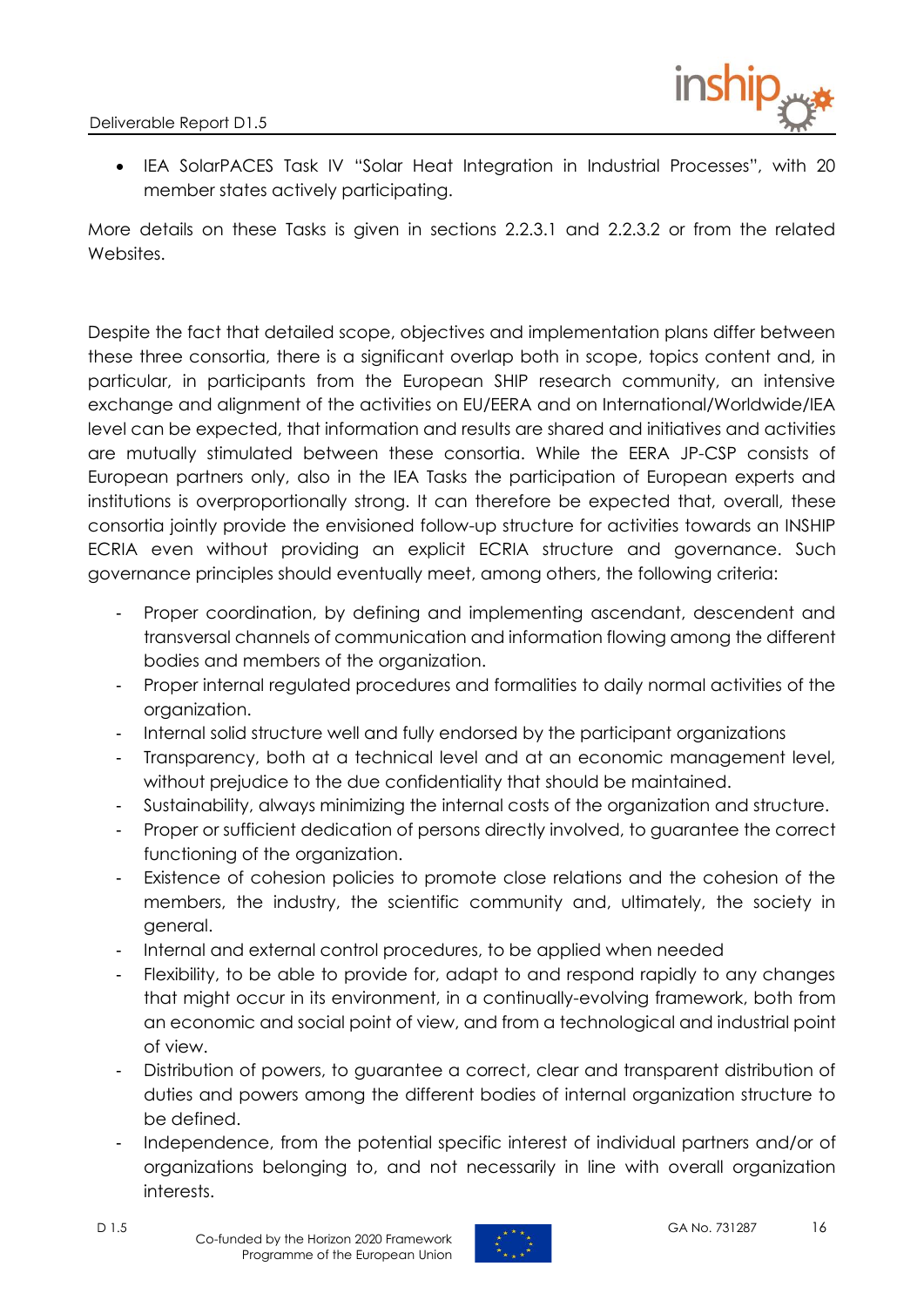- IEA SolarPACES Task IV "Solar Heat Integration in Industrial Processes", with 20 member states actively participating.

More details on these Tasks is given in sections 2.2.3.1 and 2.2.3.2 or from the related Websites.

Despite the fact that detailed scope, objectives and implementation plans differ between these three consortia, there is a significant overlap both in scope, topics content and, in particular, in participants from the European SHIP research community, an intensive exchange and alignment of the activities on EU/EERA and on International/Worldwide/IEA level can be expected, that information and results are shared and initiatives and activities are mutually stimulated between these consortia. While the EERA JP-CSP consists of European partners only, also in the IEA Tasks the participation of European experts and institutions is overproportionally strong. It can therefore be expected that, overall, these consortia jointly provide the envisioned follow-up structure for activities towards an INSHIP ECRIA even without providing an explicit ECRIA structure and governance. Such governance principles should eventually meet, among others, the following criteria:

- Proper coordination, by defining and implementing ascendant, descendent and transversal channels of communication and information flowing among the different bodies and members of the organization.
- Proper internal regulated procedures and formalities to daily normal activities of the organization.
- Internal solid structure well and fully endorsed by the participant organizations
- Transparency, both at a technical level and at an economic management level, without prejudice to the due confidentiality that should be maintained.
- Sustainability, always minimizing the internal costs of the organization and structure.
- Proper or sufficient dedication of persons directly involved, to guarantee the correct functioning of the organization.
- Existence of cohesion policies to promote close relations and the cohesion of the members, the industry, the scientific community and, ultimately, the society in general.
- Internal and external control procedures, to be applied when needed
- Flexibility, to be able to provide for, adapt to and respond rapidly to any changes that might occur in its environment, in a continually-evolving framework, both from an economic and social point of view, and from a technological and industrial point of view.
- Distribution of powers, to guarantee a correct, clear and transparent distribution of duties and powers among the different bodies of internal organization structure to be defined.
- Independence, from the potential specific interest of individual partners and/or of organizations belonging to, and not necessarily in line with overall organization interests.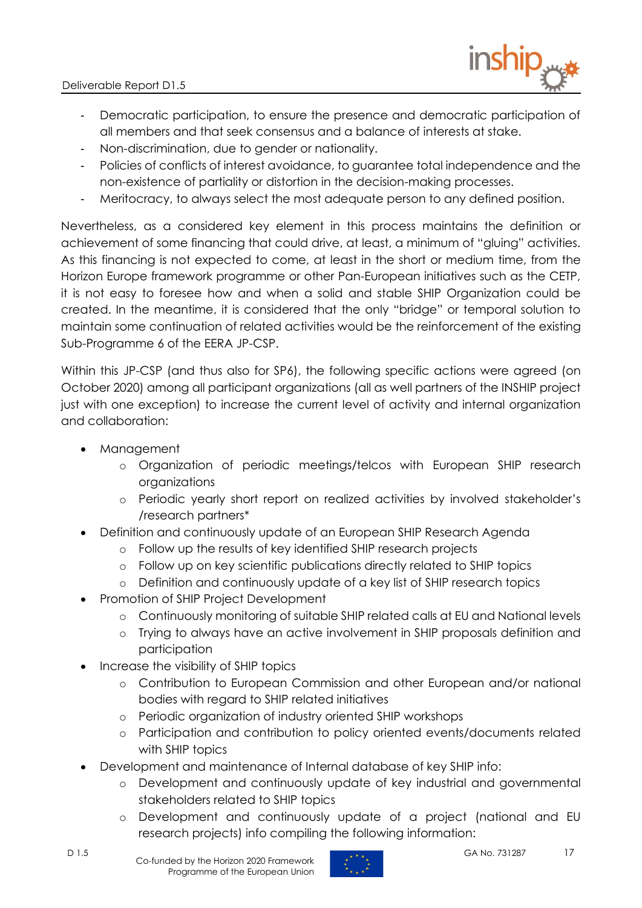- Democratic participation, to ensure the presence and democratic participation of all members and that seek consensus and a balance of interests at stake.
- Non-discrimination, due to gender or nationality.
- Policies of conflicts of interest avoidance, to guarantee total independence and the non-existence of partiality or distortion in the decision-making processes.
- Meritocracy, to always select the most adequate person to any defined position.

Nevertheless, as a considered key element in this process maintains the definition or achievement of some financing that could drive, at least, a minimum of "gluing" activities. As this financing is not expected to come, at least in the short or medium time, from the Horizon Europe framework programme or other Pan-European initiatives such as the CETP, it is not easy to foresee how and when a solid and stable SHIP Organization could be created. In the meantime, it is considered that the only "bridge" or temporal solution to maintain some continuation of related activities would be the reinforcement of the existing Sub-Programme 6 of the EERA JP-CSP.

Within this JP-CSP (and thus also for SP6), the following specific actions were agreed (on October 2020) among all participant organizations (all as well partners of the INSHIP project just with one exception) to increase the current level of activity and internal organization and collaboration:

- Management
  - Organization of periodic meetings/telcos with European SHIP research organizations
  - Periodic yearly short report on realized activities by involved stakeholder's /research partners*
- Definition and continuously update of an European SHIP Research Agenda
  - Follow up the results of key identified SHIP research projects
  - Follow up on key scientific publications directly related to SHIP topics
  - Definition and continuously update of a key list of SHIP research topics
- Promotion of SHIP Project Development
  - Continuously monitoring of suitable SHIP related calls at EU and National levels
  - Trying to always have an active involvement in SHIP proposals definition and participation
- Increase the visibility of SHIP topics
  - Contribution to European Commission and other European and/or national bodies with regard to SHIP related initiatives
  - Periodic organization of industry oriented SHIP workshops
  - Participation and contribution to policy oriented events/documents related with SHIP topics
- Development and maintenance of Internal database of key SHIP info:
  - Development and continuously update of key industrial and governmental stakeholders related to SHIP topics
  - Development and continuously update of a project (national and EU research projects) info compiling the following information: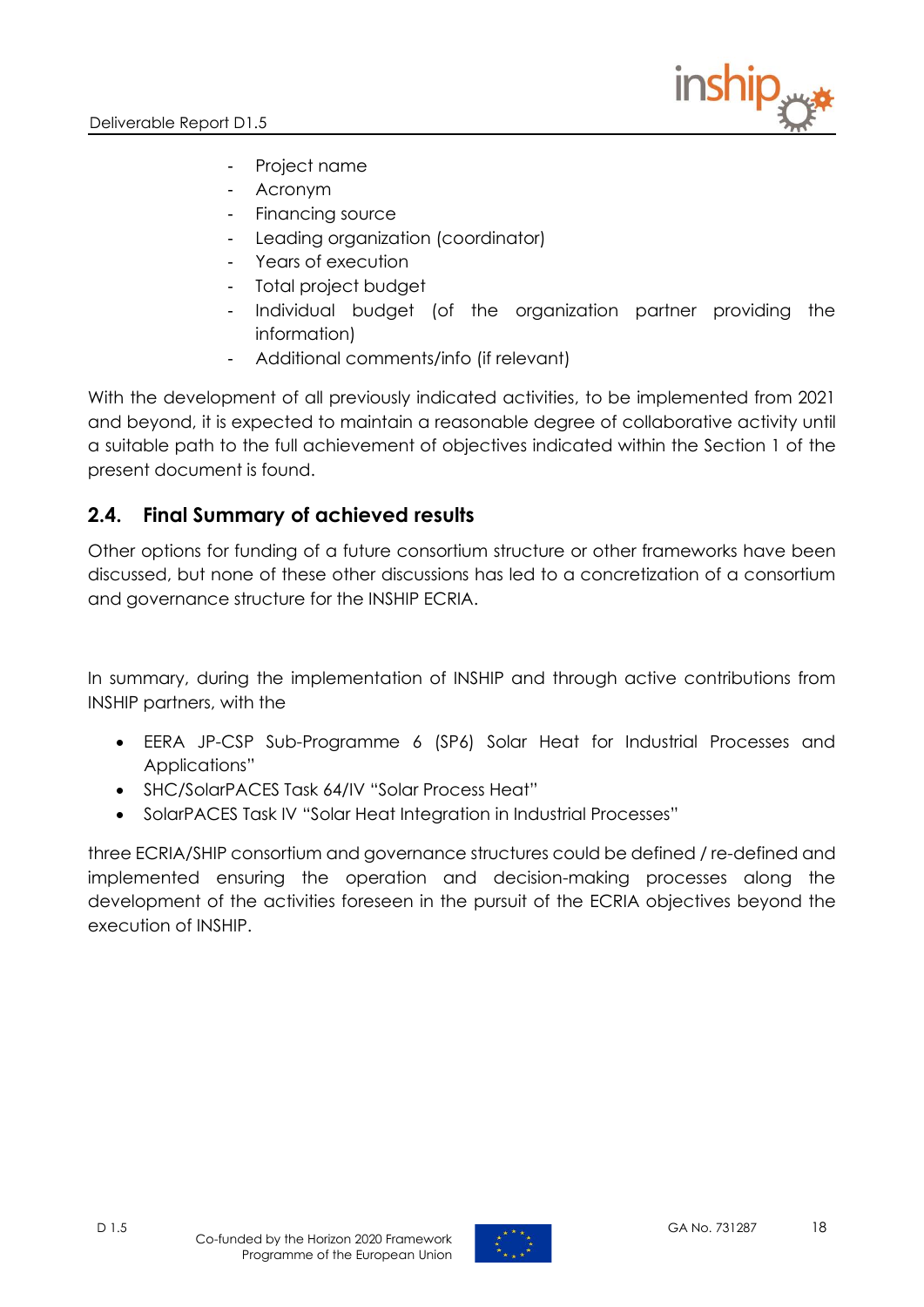- Project name
- Acronym
- Financing source
- Leading organization (coordinator)
- Years of execution
- Total project budget
- Individual budget (of the organization partner providing the information)
- Additional comments/info (if relevant)

With the development of all previously indicated activities, to be implemented from 2021 and beyond, it is expected to maintain a reasonable degree of collaborative activity until a suitable path to the full achievement of objectives indicated within the Section 1 of the present document is found.

## 2.4. Final Summary of achieved results

Other options for funding of a future consortium structure or other frameworks have been discussed, but none of these other discussions has led to a concretization of a consortium and governance structure for the INSHIP ECRIA.

In summary, during the implementation of INSHIP and through active contributions from INSHIP partners, with the

- EERA JP-CSP Sub-Programme 6 (SP6) Solar Heat for Industrial Processes and Applications"
- SHC/SolarPACES Task 64/IV "Solar Process Heat"
- SolarPACES Task IV "Solar Heat Integration in Industrial Processes"

three ECRIA/SHIP consortium and governance structures could be defined / re-defined and implemented ensuring the operation and decision-making processes along the development of the activities foreseen in the pursuit of the ECRIA objectives beyond the execution of INSHIP.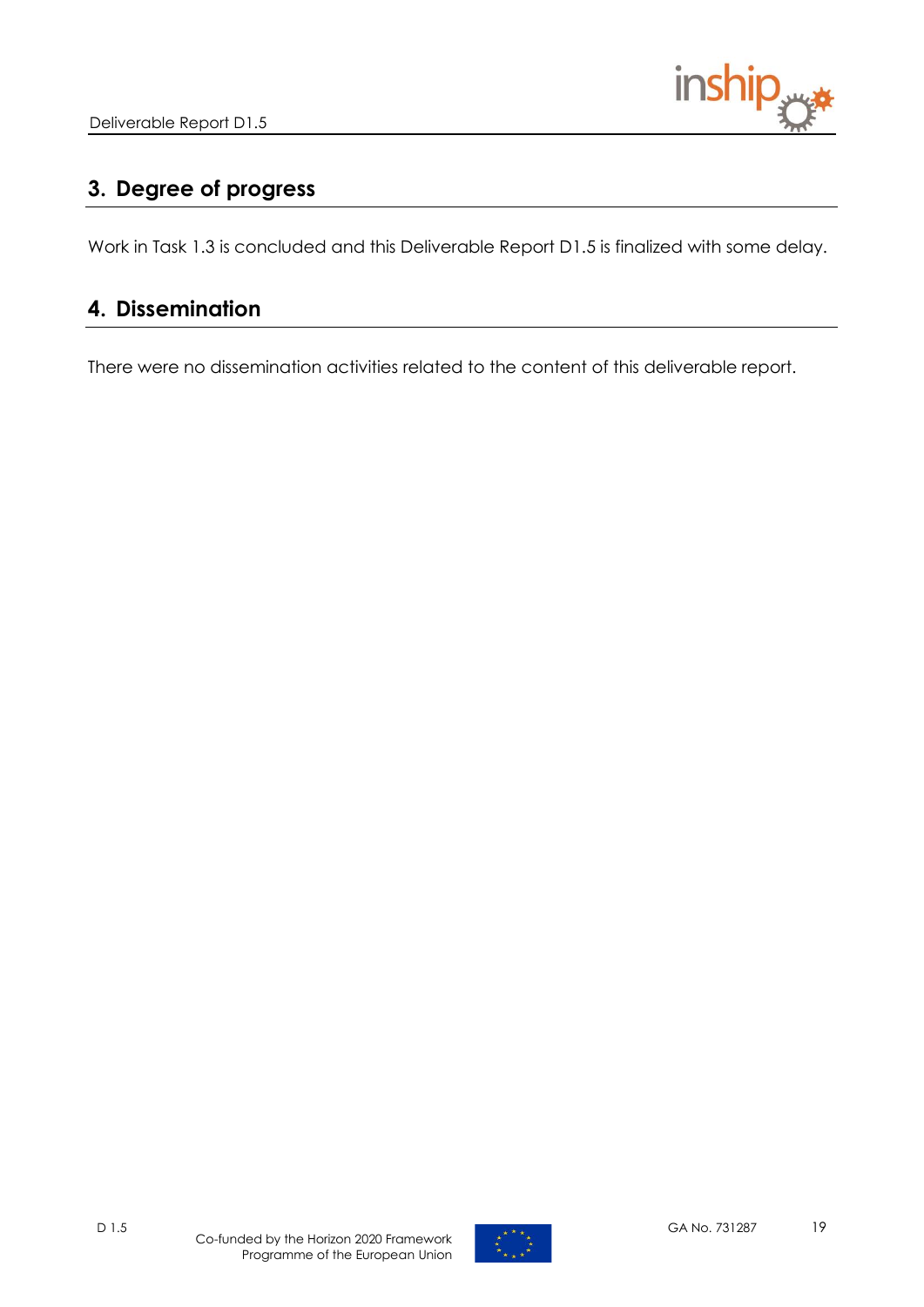## 3. Degree of progress

Work in Task 1.3 is concluded and this Deliverable Report D1.5 is finalized with some delay.

## 4. Dissemination

There were no dissemination activities related to the content of this deliverable report.